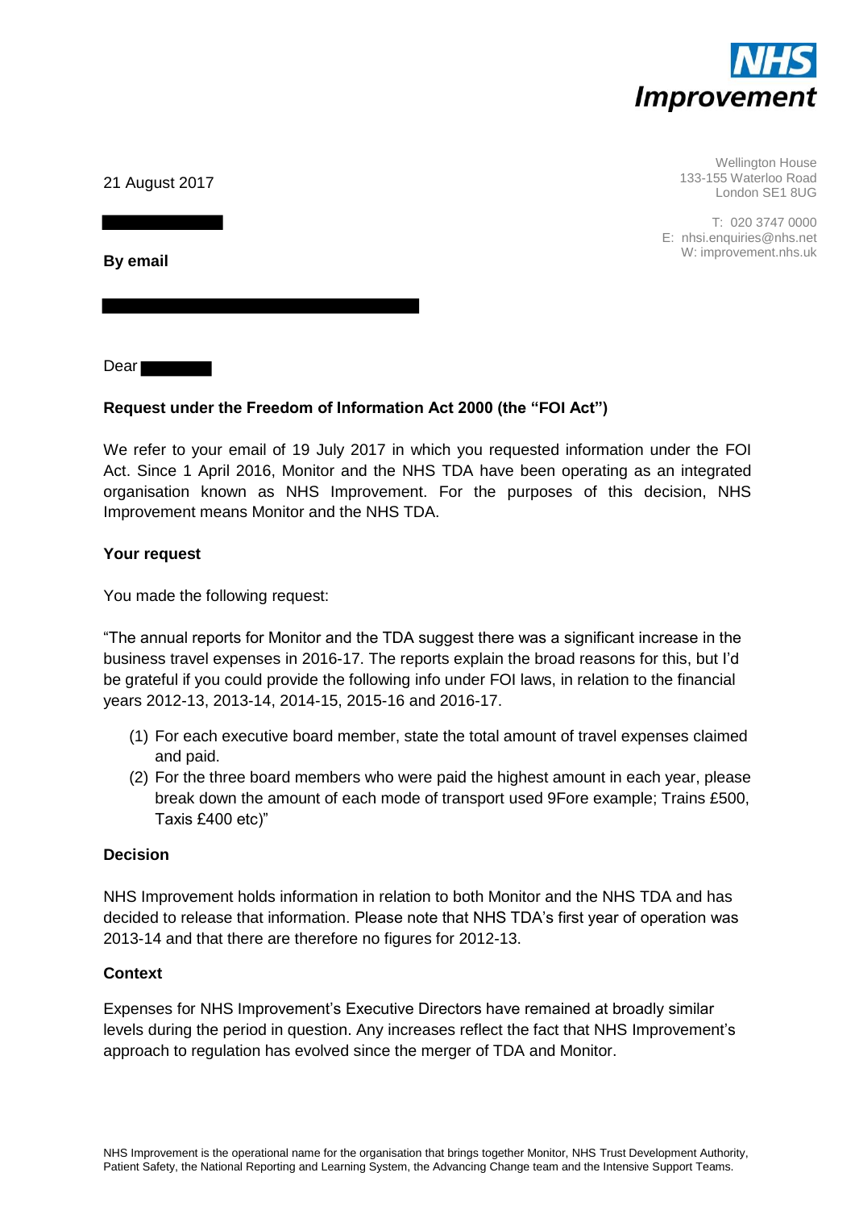NHS Improvement

Wellington House
133-155 Waterloo Road
London SE1 8UG

T: 020 3747 0000
E: nhsi.enquiries@nhs.net
W: improvement.nhs.uk

21 August 2017

**By email**

Dear

**Request under the Freedom of Information Act 2000 (the "FOI Act")**

We refer to your email of 19 July 2017 in which you requested information under the FOI Act. Since 1 April 2016, Monitor and the NHS TDA have been operating as an integrated organisation known as NHS Improvement. For the purposes of this decision, NHS Improvement means Monitor and the NHS TDA.

**Your request**

You made the following request:

"The annual reports for Monitor and the TDA suggest there was a significant increase in the business travel expenses in 2016-17. The reports explain the broad reasons for this, but I'd be grateful if you could provide the following info under FOI laws, in relation to the financial years 2012-13, 2013-14, 2014-15, 2015-16 and 2016-17.

(1) For each executive board member, state the total amount of travel expenses claimed and paid.
(2) For the three board members who were paid the highest amount in each year, please break down the amount of each mode of transport used 9Fore example; Trains £500, Taxis £400 etc)"

**Decision**

NHS Improvement holds information in relation to both Monitor and the NHS TDA and has decided to release that information. Please note that NHS TDA's first year of operation was 2013-14 and that there are therefore no figures for 2012-13.

**Context**

Expenses for NHS Improvement's Executive Directors have remained at broadly similar levels during the period in question. Any increases reflect the fact that NHS Improvement's approach to regulation has evolved since the merger of TDA and Monitor.

NHS Improvement is the operational name for the organisation that brings together Monitor, NHS Trust Development Authority, Patient Safety, the National Reporting and Learning System, the Advancing Change team and the Intensive Support Teams.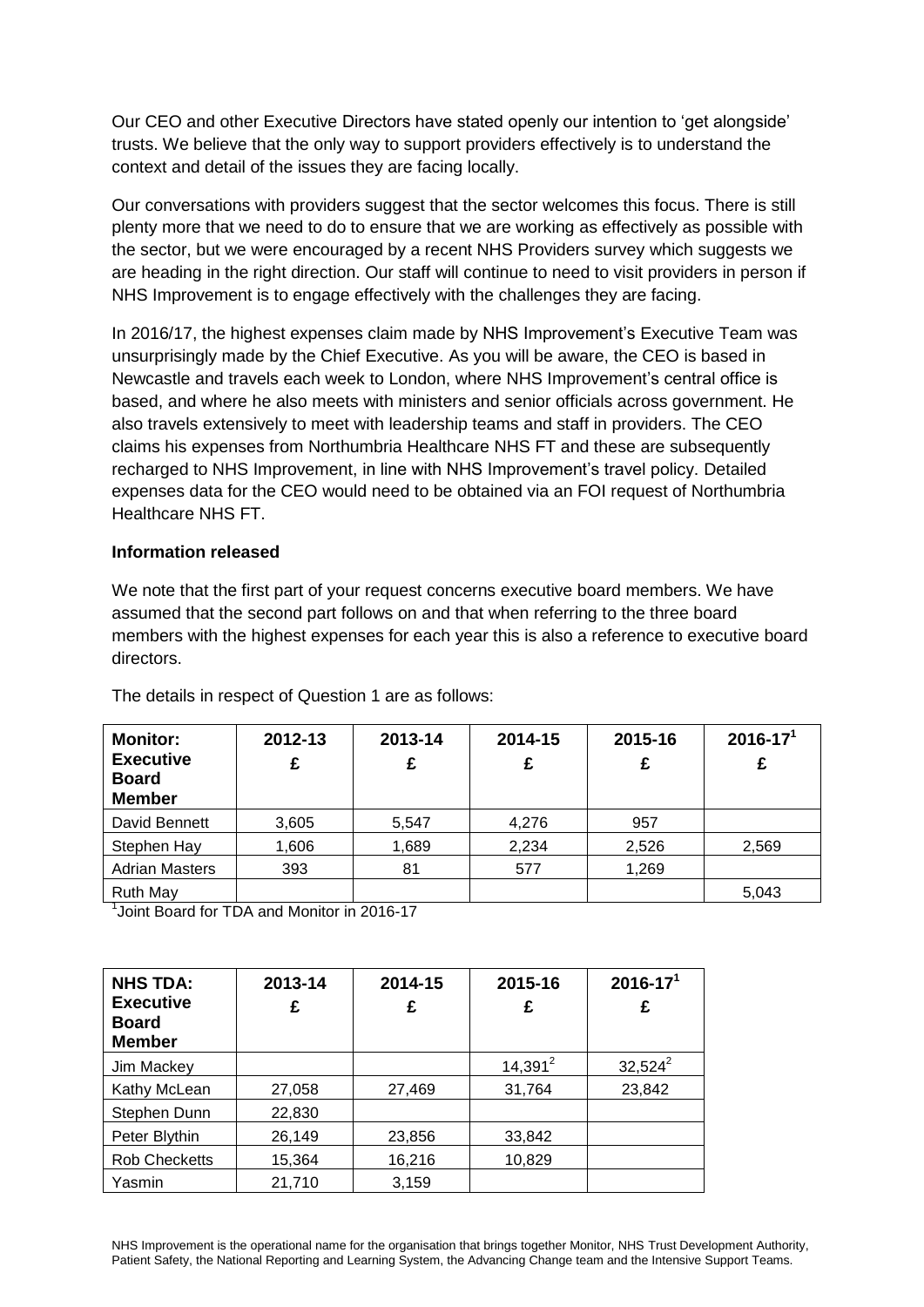Our CEO and other Executive Directors have stated openly our intention to 'get alongside' trusts. We believe that the only way to support providers effectively is to understand the context and detail of the issues they are facing locally.

Our conversations with providers suggest that the sector welcomes this focus. There is still plenty more that we need to do to ensure that we are working as effectively as possible with the sector, but we were encouraged by a recent NHS Providers survey which suggests we are heading in the right direction. Our staff will continue to need to visit providers in person if NHS Improvement is to engage effectively with the challenges they are facing.

In 2016/17, the highest expenses claim made by NHS Improvement's Executive Team was unsurprisingly made by the Chief Executive. As you will be aware, the CEO is based in Newcastle and travels each week to London, where NHS Improvement's central office is based, and where he also meets with ministers and senior officials across government. He also travels extensively to meet with leadership teams and staff in providers. The CEO claims his expenses from Northumbria Healthcare NHS FT and these are subsequently recharged to NHS Improvement, in line with NHS Improvement's travel policy. Detailed expenses data for the CEO would need to be obtained via an FOI request of Northumbria Healthcare NHS FT.

**Information released**

We note that the first part of your request concerns executive board members. We have assumed that the second part follows on and that when referring to the three board members with the highest expenses for each year this is also a reference to executive board directors.

The details in respect of Question 1 are as follows:

| **Monitor: Executive Board Member** | **2012-13 £** | **2013-14 £** | **2014-15 £** | **2015-16 £** | **2016-17[1] £** |
|---|---|---|---|---|---|
| David Bennett | 3,605 | 5,547 | 4,276 | 957 | |
| Stephen Hay | 1,606 | 1,689 | 2,234 | 2,526 | 2,569 |
| Adrian Masters | 393 | 81 | 577 | 1,269 | |
| Ruth May | | | | | 5,043 |

[1]Joint Board for TDA and Monitor in 2016-17

| **NHS TDA: Executive Board Member** | **2013-14 £** | **2014-15 £** | **2015-16 £** | **2016-17[1] £** |
|---|---|---|---|---|
| Jim Mackey | | | 14,391[2] | 32,524[2] |
| Kathy McLean | 27,058 | 27,469 | 31,764 | 23,842 |
| Stephen Dunn | 22,830 | | | |
| Peter Blythin | 26,149 | 23,856 | 33,842 | |
| Rob Checketts | 15,364 | 16,216 | 10,829 | |
| Yasmin | 21,710 | 3,159 | | |

NHS Improvement is the operational name for the organisation that brings together Monitor, NHS Trust Development Authority, Patient Safety, the National Reporting and Learning System, the Advancing Change team and the Intensive Support Teams.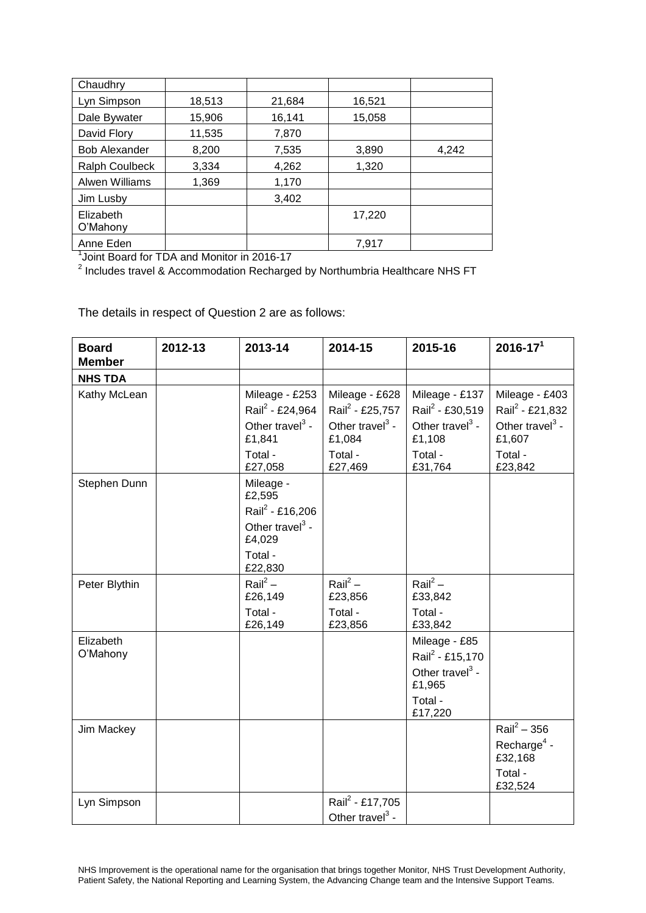| | | | | |
|---|---|---|---|---|
| Chaudhry | | | | |
| Lyn Simpson | 18,513 | 21,684 | 16,521 | |
| Dale Bywater | 15,906 | 16,141 | 15,058 | |
| David Flory | 11,535 | 7,870 | | |
| Bob Alexander | 8,200 | 7,535 | 3,890 | 4,242 |
| Ralph Coulbeck | 3,334 | 4,262 | 1,320 | |
| Alwen Williams | 1,369 | 1,170 | | |
| Jim Lusby | | 3,402 | | |
| Elizabeth O'Mahony | | | 17,220 | |
| Anne Eden | | | 7,917 | |

[1]Joint Board for TDA and Monitor in 2016-17

[2] Includes travel & Accommodation Recharged by Northumbria Healthcare NHS FT

The details in respect of Question 2 are as follows:

| Board Member | 2012-13 | 2013-14 | 2014-15 | 2015-16 | 2016-17[1] |
|---|---|---|---|---|---|
| **NHS TDA** | | | | | |
| Kathy McLean | | Mileage - £253<br>Rail[2] - £24,964<br>Other travel[3] - £1,841<br>Total - £27,058 | Mileage - £628<br>Rail[2] - £25,757<br>Other travel[3] - £1,084<br>Total - £27,469 | Mileage - £137<br>Rail[2] - £30,519<br>Other travel[3] - £1,108<br>Total - £31,764 | Mileage - £403<br>Rail[2] - £21,832<br>Other travel[3] - £1,607<br>Total - £23,842 |
| Stephen Dunn | | Mileage - £2,595<br>Rail[2] - £16,206<br>Other travel[3] - £4,029<br>Total - £22,830 | | | |
| Peter Blythin | | Rail[2] – £26,149<br>Total - £26,149 | Rail[2] – £23,856<br>Total - £23,856 | Rail[2] – £33,842<br>Total - £33,842 | |
| Elizabeth O'Mahony | | | | Mileage - £85<br>Rail[2] - £15,170<br>Other travel[3] - £1,965<br>Total - £17,220 | |
| Jim Mackey | | | | | Rail[2] – 356<br>Recharge[4] - £32,168<br>Total - £32,524 |
| Lyn Simpson | | | Rail[2] - £17,705<br>Other travel[3] - | | |

NHS Improvement is the operational name for the organisation that brings together Monitor, NHS Trust Development Authority, Patient Safety, the National Reporting and Learning System, the Advancing Change team and the Intensive Support Teams.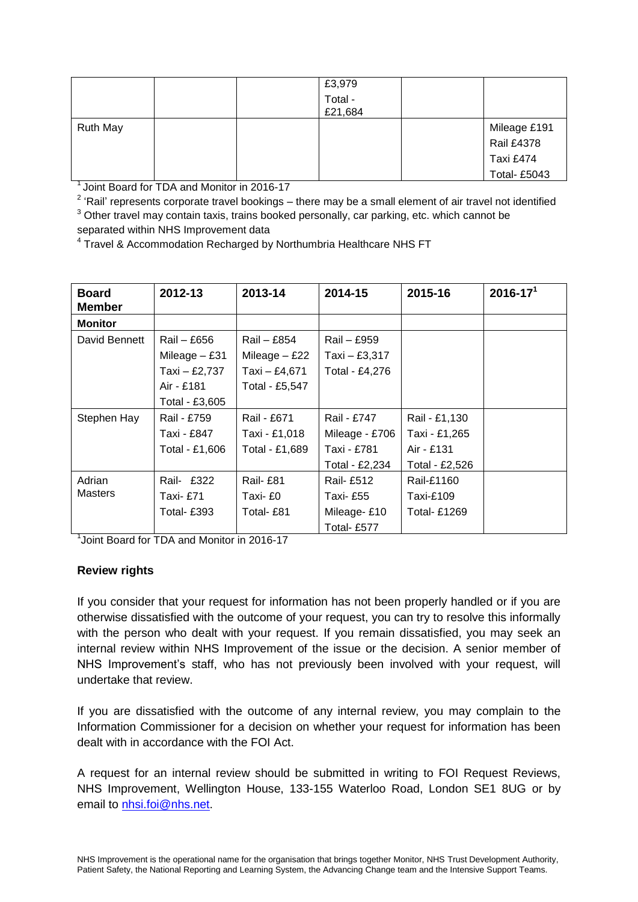|  |  |  | £3,979<br>Total - £21,684 |  |  |
|---|---|---|---|---|---|
| Ruth May |  |  |  |  | Mileage £191<br>Rail £4378<br>Taxi £474<br>Total- £5043 |

[1] Joint Board for TDA and Monitor in 2016-17

[2] 'Rail' represents corporate travel bookings – there may be a small element of air travel not identified

[3] Other travel may contain taxis, trains booked personally, car parking, etc. which cannot be separated within NHS Improvement data

[4] Travel & Accommodation Recharged by Northumbria Healthcare NHS FT

| Board Member | 2012-13 | 2013-14 | 2014-15 | 2015-16 | 2016-17[1] |
|---|---|---|---|---|---|
| **Monitor** |  |  |  |  |  |
| David Bennett | Rail – £656<br>Mileage – £31<br>Taxi – £2,737<br>Air - £181<br>Total - £3,605 | Rail – £854<br>Mileage – £22<br>Taxi – £4,671<br>Total - £5,547 | Rail – £959<br>Taxi – £3,317<br>Total - £4,276 |  |  |
| Stephen Hay | Rail - £759<br>Taxi - £847<br>Total - £1,606 | Rail - £671<br>Taxi - £1,018<br>Total - £1,689 | Rail - £747<br>Mileage - £706<br>Taxi - £781<br>Total - £2,234 | Rail - £1,130<br>Taxi - £1,265<br>Air - £131<br>Total - £2,526 |  |
| Adrian Masters | Rail- £322<br>Taxi- £71<br>Total- £393 | Rail- £81<br>Taxi- £0<br>Total- £81 | Rail- £512<br>Taxi- £55<br>Mileage- £10<br>Total- £577 | Rail-£1160<br>Taxi-£109<br>Total- £1269 |  |

[1] Joint Board for TDA and Monitor in 2016-17

**Review rights**

If you consider that your request for information has not been properly handled or if you are otherwise dissatisfied with the outcome of your request, you can try to resolve this informally with the person who dealt with your request. If you remain dissatisfied, you may seek an internal review within NHS Improvement of the issue or the decision. A senior member of NHS Improvement's staff, who has not previously been involved with your request, will undertake that review.

If you are dissatisfied with the outcome of any internal review, you may complain to the Information Commissioner for a decision on whether your request for information has been dealt with in accordance with the FOI Act.

A request for an internal review should be submitted in writing to FOI Request Reviews, NHS Improvement, Wellington House, 133-155 Waterloo Road, London SE1 8UG or by email to nhsi.foi@nhs.net.

NHS Improvement is the operational name for the organisation that brings together Monitor, NHS Trust Development Authority, Patient Safety, the National Reporting and Learning System, the Advancing Change team and the Intensive Support Teams.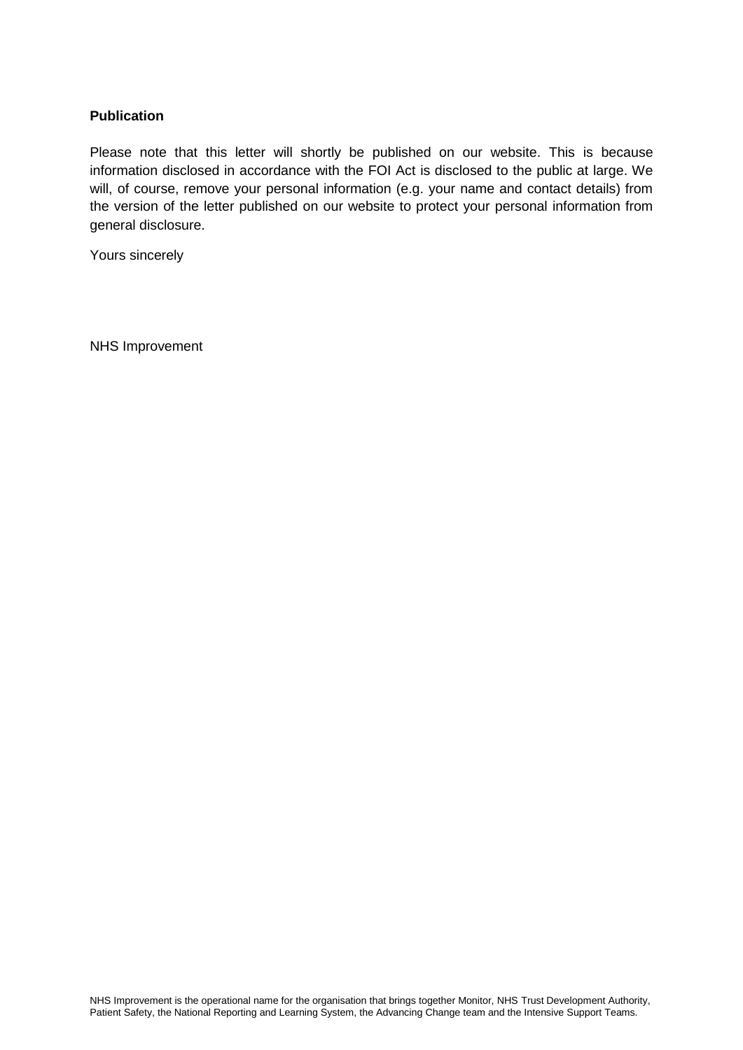**Publication**

Please note that this letter will shortly be published on our website. This is because information disclosed in accordance with the FOI Act is disclosed to the public at large. We will, of course, remove your personal information (e.g. your name and contact details) from the version of the letter published on our website to protect your personal information from general disclosure.

Yours sincerely

NHS Improvement

NHS Improvement is the operational name for the organisation that brings together Monitor, NHS Trust Development Authority, Patient Safety, the National Reporting and Learning System, the Advancing Change team and the Intensive Support Teams.